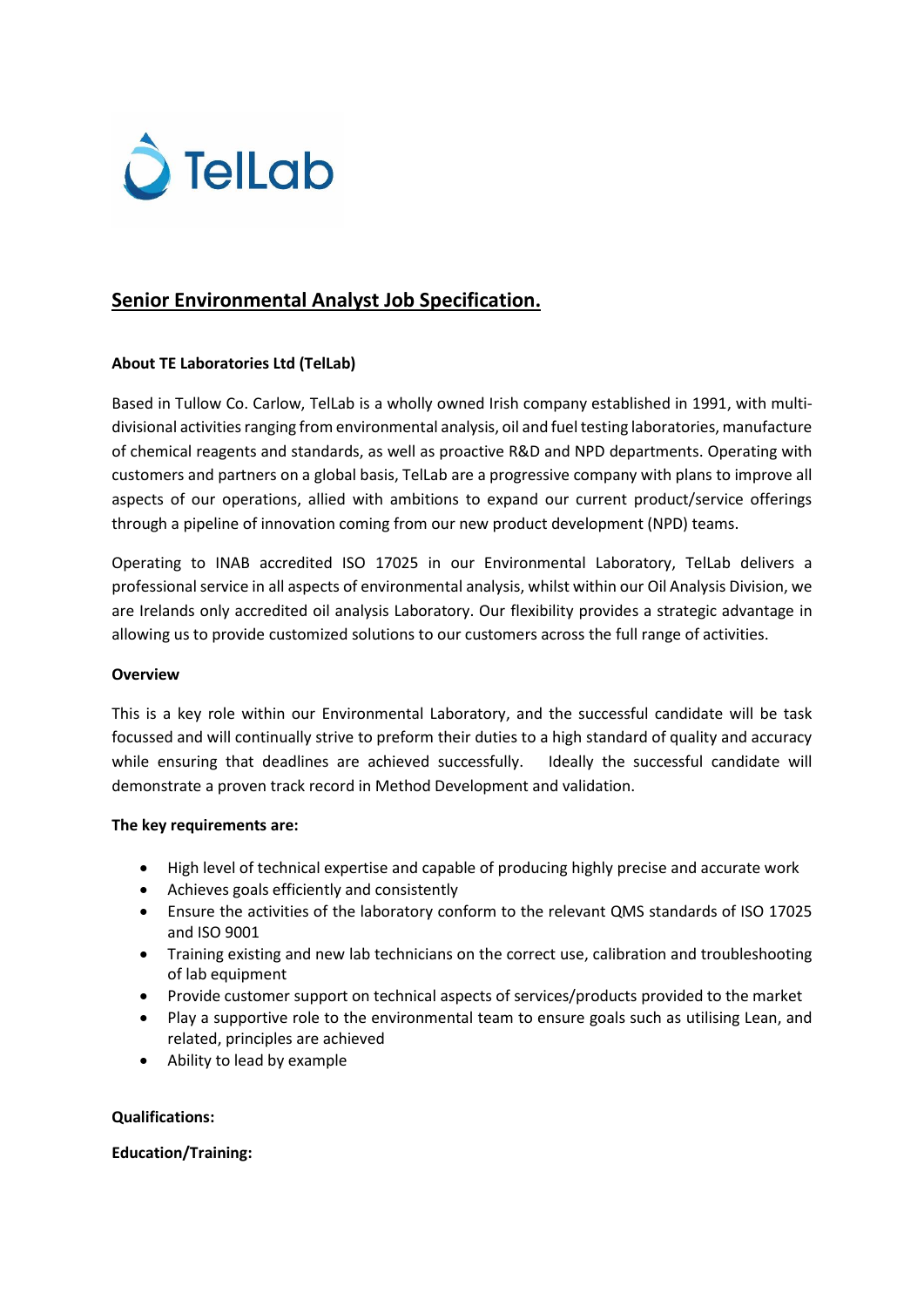TelLab

## Senior Environmental Analyst Job Specification.

**About TE Laboratories Ltd (TelLab)**

Based in Tullow Co. Carlow, TelLab is a wholly owned Irish company established in 1991, with multi-divisional activities ranging from environmental analysis, oil and fuel testing laboratories, manufacture of chemical reagents and standards, as well as proactive R&D and NPD departments. Operating with customers and partners on a global basis, TelLab are a progressive company with plans to improve all aspects of our operations, allied with ambitions to expand our current product/service offerings through a pipeline of innovation coming from our new product development (NPD) teams.

Operating to INAB accredited ISO 17025 in our Environmental Laboratory, TelLab delivers a professional service in all aspects of environmental analysis, whilst within our Oil Analysis Division, we are Irelands only accredited oil analysis Laboratory. Our flexibility provides a strategic advantage in allowing us to provide customized solutions to our customers across the full range of activities.

**Overview**

This is a key role within our Environmental Laboratory, and the successful candidate will be task focussed and will continually strive to preform their duties to a high standard of quality and accuracy while ensuring that deadlines are achieved successfully. Ideally the successful candidate will demonstrate a proven track record in Method Development and validation.

**The key requirements are:**

- High level of technical expertise and capable of producing highly precise and accurate work
- Achieves goals efficiently and consistently
- Ensure the activities of the laboratory conform to the relevant QMS standards of ISO 17025 and ISO 9001
- Training existing and new lab technicians on the correct use, calibration and troubleshooting of lab equipment
- Provide customer support on technical aspects of services/products provided to the market
- Play a supportive role to the environmental team to ensure goals such as utilising Lean, and related, principles are achieved
- Ability to lead by example

**Qualifications:**

**Education/Training:**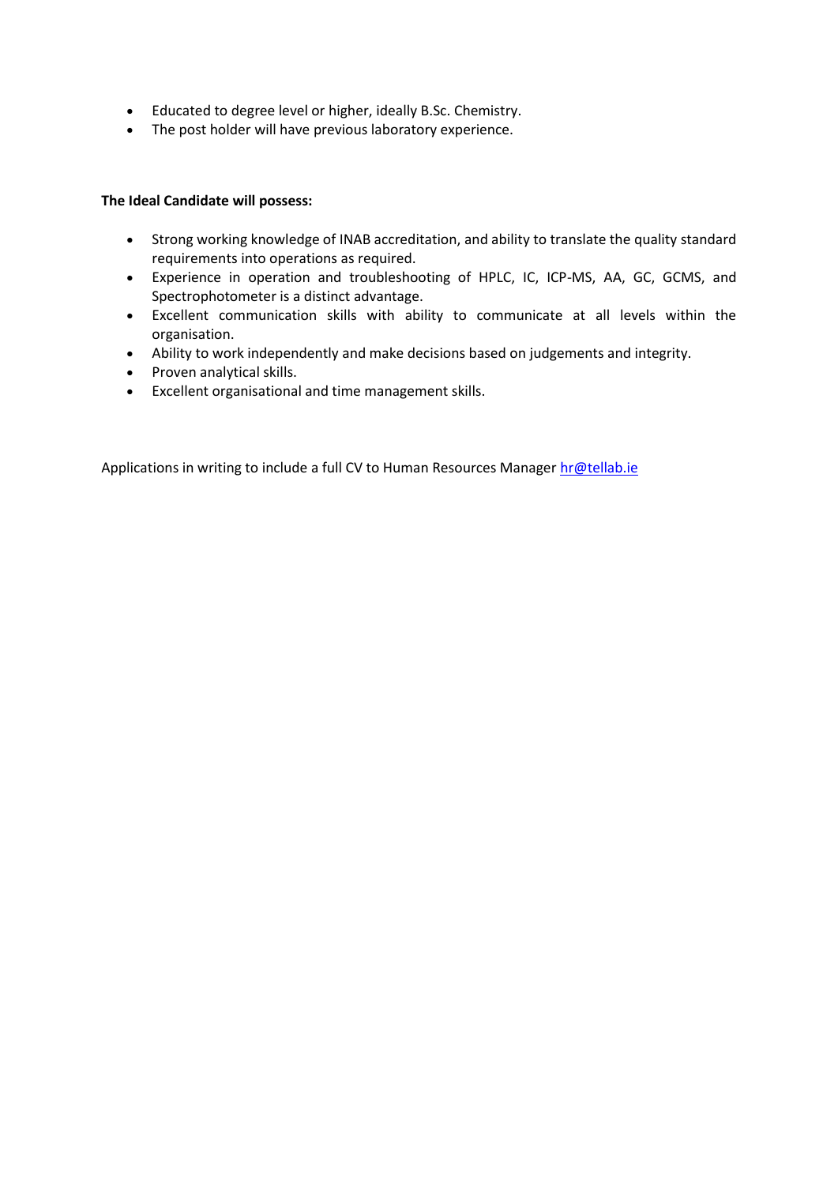- Educated to degree level or higher, ideally B.Sc. Chemistry.
- The post holder will have previous laboratory experience.

**The Ideal Candidate will possess:**

- Strong working knowledge of INAB accreditation, and ability to translate the quality standard requirements into operations as required.
- Experience in operation and troubleshooting of HPLC, IC, ICP-MS, AA, GC, GCMS, and Spectrophotometer is a distinct advantage.
- Excellent communication skills with ability to communicate at all levels within the organisation.
- Ability to work independently and make decisions based on judgements and integrity.
- Proven analytical skills.
- Excellent organisational and time management skills.

Applications in writing to include a full CV to Human Resources Manager [hr@tellab.ie](mailto:hr@tellab.ie)